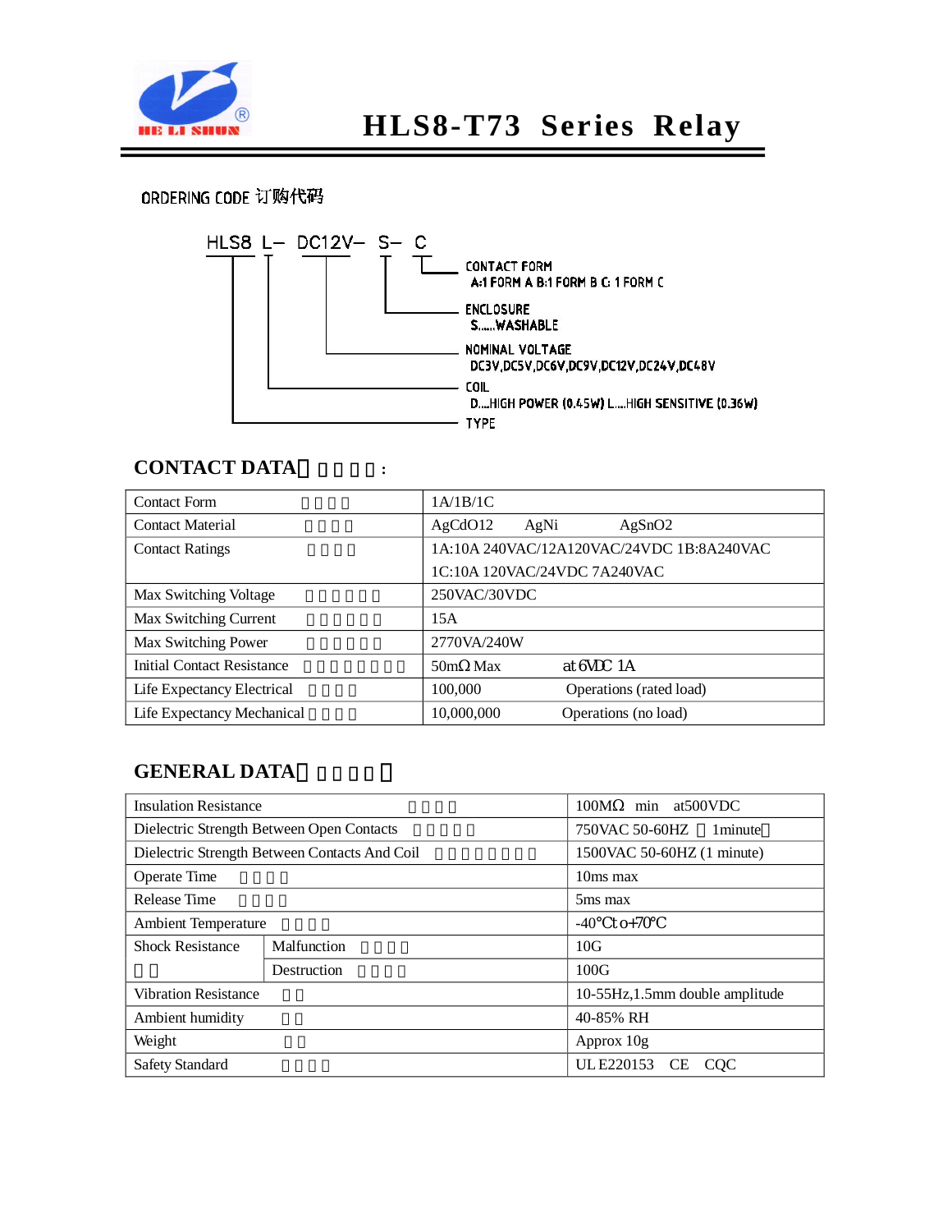HE LI SHUN®

# HLS8-T73 Series Relay

## ORDERING CODE 订购代码

```
HLS8  L-  DC12V-  S-  C
                      └── CONTACT FORM
                          A:1 FORM A B:1 FORM B C: 1 FORM C
                  └────── ENCLOSURE
                          S......WASHABLE
          └────────────── NOMINAL VOLTAGE
                          DC3V,DC5V,DC6V,DC9V,DC12V,DC24V,DC48V
      └────────────────── COIL
                          D....HIGH POWER (0.45W) L....HIGH SENSITIVE (0.36W)
└──────────────────────── TYPE
```

## CONTACT DATA：

| | |
|---|---|
| Contact Form | 1A/1B/1C |
| Contact Material | AgCdO12　　AgNi　　AgSnO2 |
| Contact Ratings | 1A:10A 240VAC/12A120VAC/24VDC 1B:8A240VAC<br>1C:10A 120VAC/24VDC 7A240VAC |
| Max Switching Voltage | 250VAC/30VDC |
| Max Switching Current | 15A |
| Max Switching Power | 2770VA/240W |
| Initial Contact Resistance | 50mΩ Max　　at 6VDC 1A |
| Life Expectancy Electrical | 100,000　　Operations (rated load) |
| Life Expectancy Mechanical | 10,000,000　　Operations (no load) |

## GENERAL DATA

| | | |
|---|---|---|
| Insulation Resistance | | 100MΩ min at500VDC |
| Dielectric Strength Between Open Contacts | | 750VAC 50-60HZ （1minute） |
| Dielectric Strength Between Contacts And Coil | | 1500VAC 50-60HZ (1 minute) |
| Operate Time | | 10ms max |
| Release Time | | 5ms max |
| Ambient Temperature | | -40°C to +70°C |
| Shock Resistance | Malfunction | 10G |
| | Destruction | 100G |
| Vibration Resistance | | 10-55Hz,1.5mm double amplitude |
| Ambient humidity | | 40-85% RH |
| Weight | | Approx 10g |
| Safety Standard | | UL E220153　CE　CQC |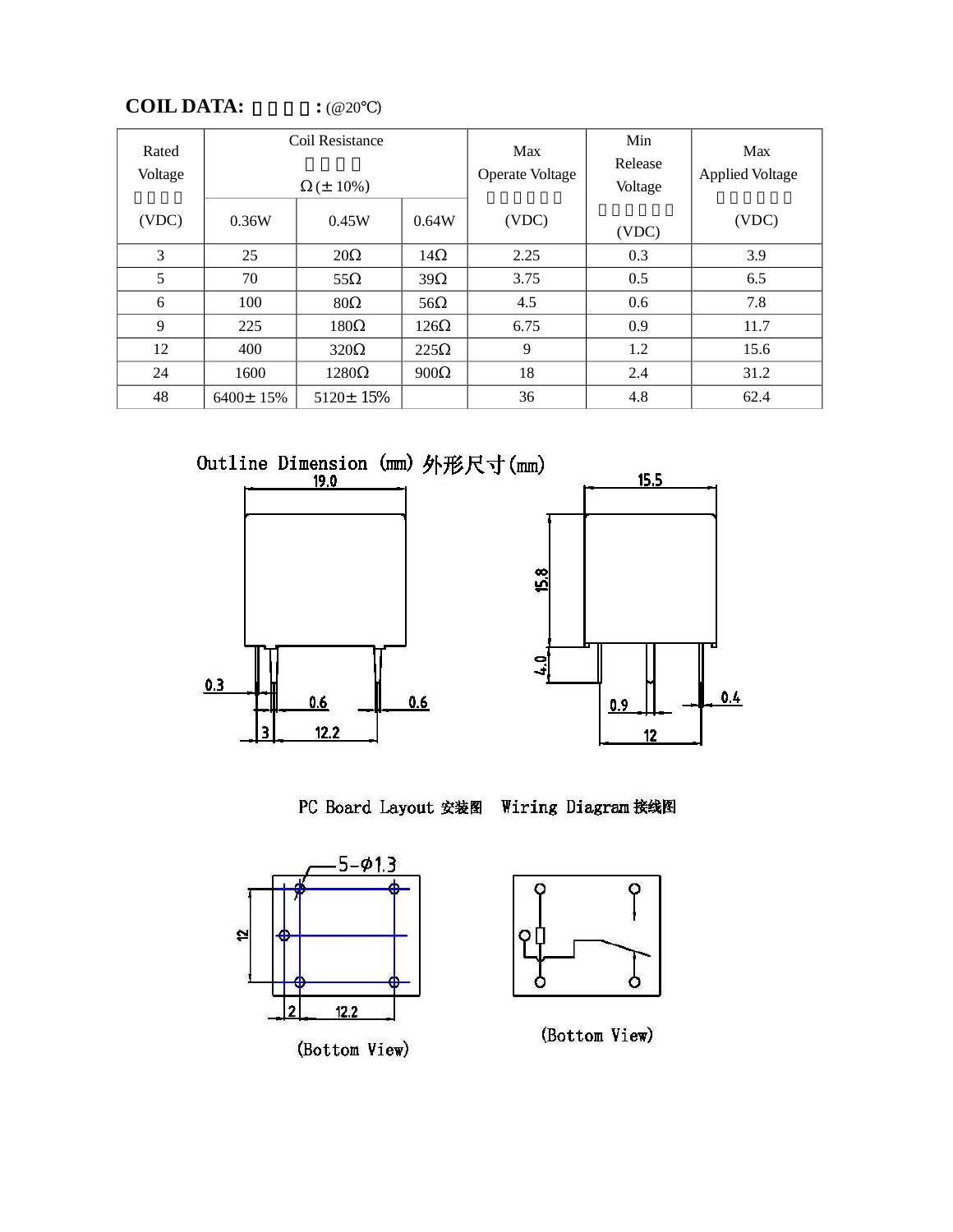**COIL DATA: 线圈参数: (@20℃)**

| Rated Voltage 额定电压 (VDC) | Coil Resistance 线圈电阻 Ω(± 10%) | | | Max Operate Voltage 最大动作电压 (VDC) | Min Release Voltage 最小释放电压 (VDC) | Max Applied Voltage 最大外加电压 (VDC) |
|---|---|---|---|---|---|---|
| | 0.36W | 0.45W | 0.64W | | | |
| 3 | 25 | 20Ω | 14Ω | 2.25 | 0.3 | 3.9 |
| 5 | 70 | 55Ω | 39Ω | 3.75 | 0.5 | 6.5 |
| 6 | 100 | 80Ω | 56Ω | 4.5 | 0.6 | 7.8 |
| 9 | 225 | 180Ω | 126Ω | 6.75 | 0.9 | 11.7 |
| 12 | 400 | 320Ω | 225Ω | 9 | 1.2 | 15.6 |
| 24 | 1600 | 1280Ω | 900Ω | 18 | 2.4 | 31.2 |
| 48 | 6400± 15% | 5120± 15% | | 36 | 4.8 | 62.4 |

Outline Dimension (mm) 外形尺寸(mm)

19.0
0.3
0.6
0.6
3
12.2

15.5
15.8
4.0
0.9
0.4
12

PC Board Layout 安装图　Wiring Diagram 接线图

5-ϕ1.3
12
2
12.2

(Bottom View)

(Bottom View)